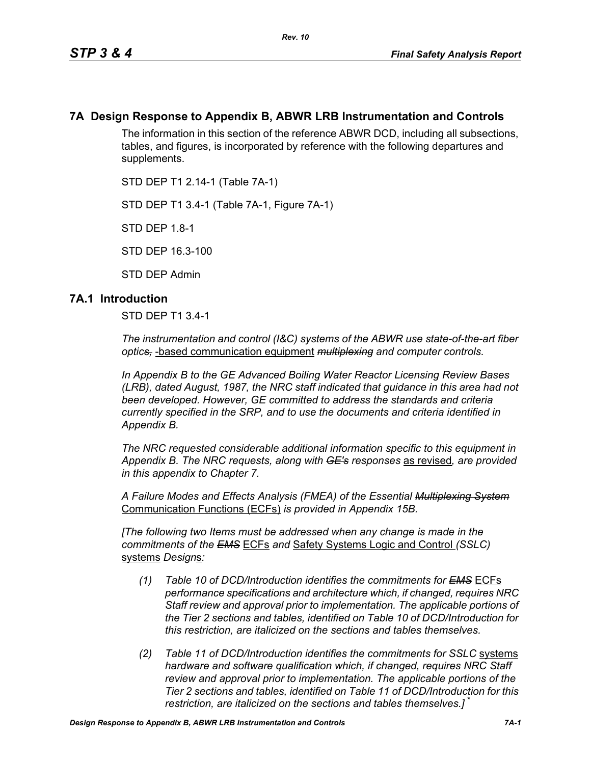# 7A Design Response to Appendix B, ABWR LRB Instrumentation and Controls

The information in this section of the reference ABWR DCD, including all subsections, tables, and figures, is incorporated by reference with the following departures and supplements.

STD DEP T1 2.14-1 (Table 7A-1)

STD DEP T1 3.4-1 (Table 7A-1, Figure 7A-1)

STD DEP 1.8-1

STD DEP 16.3-100

STD DEP Admin

## 7A.1 Introduction

STD DEP T1 3.4-1

*The instrumentation and control (I&C) systems of the ABWR use state-of-the-art fiber optic~~s,~~* -based communication equipment ~~*multiplexing*~~ *and computer controls.*

*In Appendix B to the GE Advanced Boiling Water Reactor Licensing Review Bases (LRB), dated August, 1987, the NRC staff indicated that guidance in this area had not been developed. However, GE committed to address the standards and criteria currently specified in the SRP, and to use the documents and criteria identified in Appendix B.*

*The NRC requested considerable additional information specific to this equipment in Appendix B. The NRC requests, along with* ~~*GE's*~~ *responses* as revised*, are provided in this appendix to Chapter 7.*

*A Failure Modes and Effects Analysis (FMEA) of the Essential* ~~*Multiplexing System*~~ Communication Functions (ECFs) *is provided in Appendix 15B.*

*[The following two Items must be addressed when any change is made in the commitments of the* ~~*EMS*~~ ECFs *and* Safety Systems Logic and Control *(SSLC)* systems *Design*s*:*

*(1) Table 10 of DCD/Introduction identifies the commitments for* ~~*EMS*~~ ECFs *performance specifications and architecture which, if changed, requires NRC Staff review and approval prior to implementation. The applicable portions of the Tier 2 sections and tables, identified on Table 10 of DCD/Introduction for this restriction, are italicized on the sections and tables themselves.*

*(2) Table 11 of DCD/Introduction identifies the commitments for SSLC* systems *hardware and software qualification which, if changed, requires NRC Staff review and approval prior to implementation. The applicable portions of the Tier 2 sections and tables, identified on Table 11 of DCD/Introduction for this restriction, are italicized on the sections and tables themselves.]* *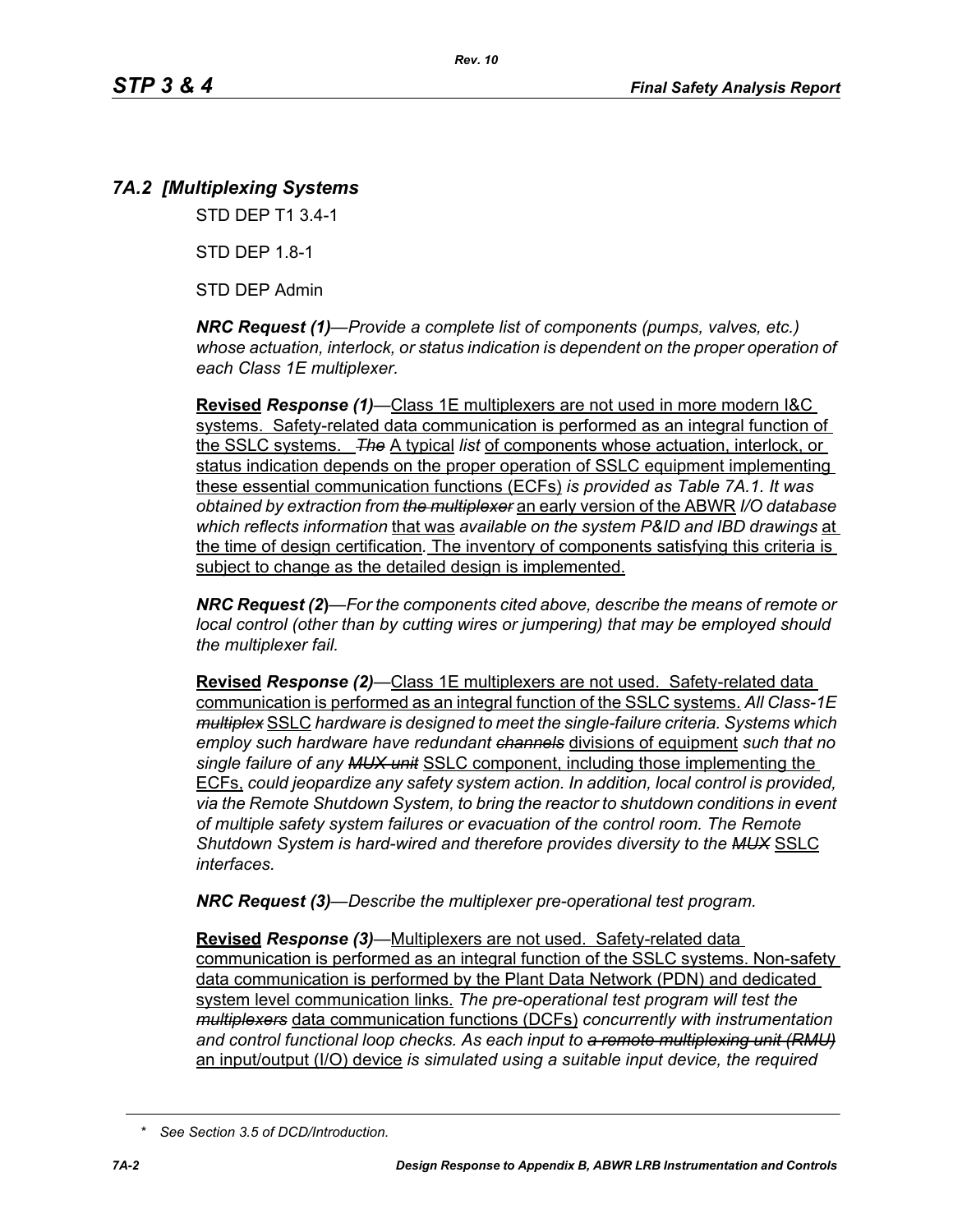## 7A.2 [Multiplexing Systems

STD DEP T1 3.4-1

STD DEP 1.8-1

STD DEP Admin

***NRC Request (1)****—Provide a complete list of components (pumps, valves, etc.) whose actuation, interlock, or status indication is dependent on the proper operation of each Class 1E multiplexer.*

**Revised** ***Response (1)***—Class 1E multiplexers are not used in more modern I&C systems. Safety-related data communication is performed as an integral function of the SSLC systems. ~~*The*~~ A typical *list* of components whose actuation, interlock, or status indication depends on the proper operation of SSLC equipment implementing these essential communication functions (ECFs) *is provided as Table 7A.1. It was obtained by extraction from* ~~*the multiplexer*~~ an early version of the ABWR *I/O database which reflects information* that was *available on the system P&ID and IBD drawings* at the time of design certification. The inventory of components satisfying this criteria is subject to change as the detailed design is implemented.

***NRC Request (2)****—For the components cited above, describe the means of remote or local control (other than by cutting wires or jumpering) that may be employed should the multiplexer fail.*

**Revised** ***Response (2)***—Class 1E multiplexers are not used. Safety-related data communication is performed as an integral function of the SSLC systems. *All Class-1E* ~~*multiplex*~~ SSLC *hardware is designed to meet the single-failure criteria. Systems which employ such hardware have redundant* ~~*channels*~~ divisions of equipment *such that no single failure of any* ~~*MUX unit*~~ SSLC component, including those implementing the ECFs, *could jeopardize any safety system action. In addition, local control is provided, via the Remote Shutdown System, to bring the reactor to shutdown conditions in event of multiple safety system failures or evacuation of the control room. The Remote Shutdown System is hard-wired and therefore provides diversity to the* ~~*MUX*~~ SSLC *interfaces.*

***NRC Request (3)****—Describe the multiplexer pre-operational test program.*

**Revised** ***Response (3)***—Multiplexers are not used. Safety-related data communication is performed as an integral function of the SSLC systems. Non-safety data communication is performed by the Plant Data Network (PDN) and dedicated system level communication links. *The pre-operational test program will test the* ~~*multiplexers*~~ data communication functions (DCFs) *concurrently with instrumentation and control functional loop checks. As each input to* ~~*a remote multiplexing unit (RMU)*~~ an input/output (I/O) device *is simulated using a suitable input device, the required*

---

\* *See Section 3.5 of DCD/Introduction.*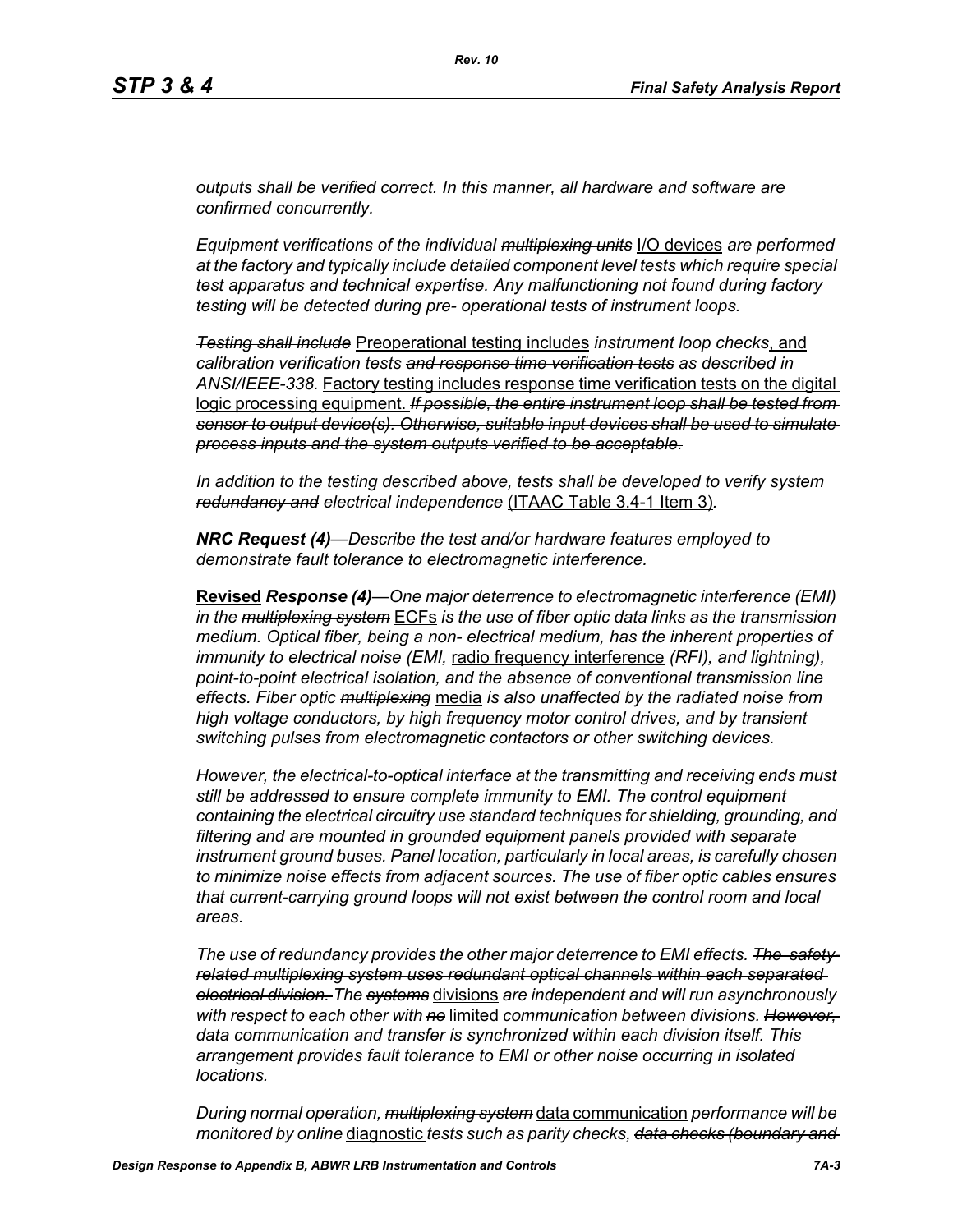*outputs shall be verified correct. In this manner, all hardware and software are confirmed concurrently.*

*Equipment verifications of the individual* ~~*multiplexing units*~~ <u>I/O devices</u> *are performed at the factory and typically include detailed component level tests which require special test apparatus and technical expertise. Any malfunctioning not found during factory testing will be detected during pre- operational tests of instrument loops.*

~~*Testing shall include*~~ <u>Preoperational testing includes</u> *instrument loop checks*<u>, and</u> *calibration verification tests* ~~*and response time verification tests*~~ *as described in ANSI/IEEE-338.* <u>Factory testing includes response time verification tests on the digital logic processing equipment.</u> ~~*If possible, the entire instrument loop shall be tested from sensor to output device(s). Otherwise, suitable input devices shall be used to simulate process inputs and the system outputs verified to be acceptable.*~~

*In addition to the testing described above, tests shall be developed to verify system* ~~*redundancy and*~~ *electrical independence* <u>(ITAAC Table 3.4-1 Item 3)</u>*.*

***NRC Request (4)****—Describe the test and/or hardware features employed to demonstrate fault tolerance to electromagnetic interference.*

<u>**Revised**</u> ***Response (4)****—One major deterrence to electromagnetic interference (EMI) in the* ~~*multiplexing system*~~ <u>ECFs</u> *is the use of fiber optic data links as the transmission medium. Optical fiber, being a non- electrical medium, has the inherent properties of immunity to electrical noise (EMI,* <u>radio frequency interference</u> *(RFI), and lightning), point-to-point electrical isolation, and the absence of conventional transmission line effects. Fiber optic* ~~*multiplexing*~~ <u>media</u> *is also unaffected by the radiated noise from high voltage conductors, by high frequency motor control drives, and by transient switching pulses from electromagnetic contactors or other switching devices.*

*However, the electrical-to-optical interface at the transmitting and receiving ends must still be addressed to ensure complete immunity to EMI. The control equipment containing the electrical circuitry use standard techniques for shielding, grounding, and filtering and are mounted in grounded equipment panels provided with separate instrument ground buses. Panel location, particularly in local areas, is carefully chosen to minimize noise effects from adjacent sources. The use of fiber optic cables ensures that current-carrying ground loops will not exist between the control room and local areas.*

*The use of redundancy provides the other major deterrence to EMI effects.* ~~*The safety-related multiplexing system uses redundant optical channels within each separated electrical division.*~~ *The* ~~*systems*~~ <u>divisions</u> *are independent and will run asynchronously with respect to each other with* ~~*no*~~ <u>limited</u> *communication between divisions.* ~~*However, data communication and transfer is synchronized within each division itself.*~~ *This arrangement provides fault tolerance to EMI or other noise occurring in isolated locations.*

*During normal operation,* ~~*multiplexing system*~~ <u>data communication</u> *performance will be monitored by online* <u>diagnostic</u> *tests such as parity checks,* ~~*data checks (boundary and*~~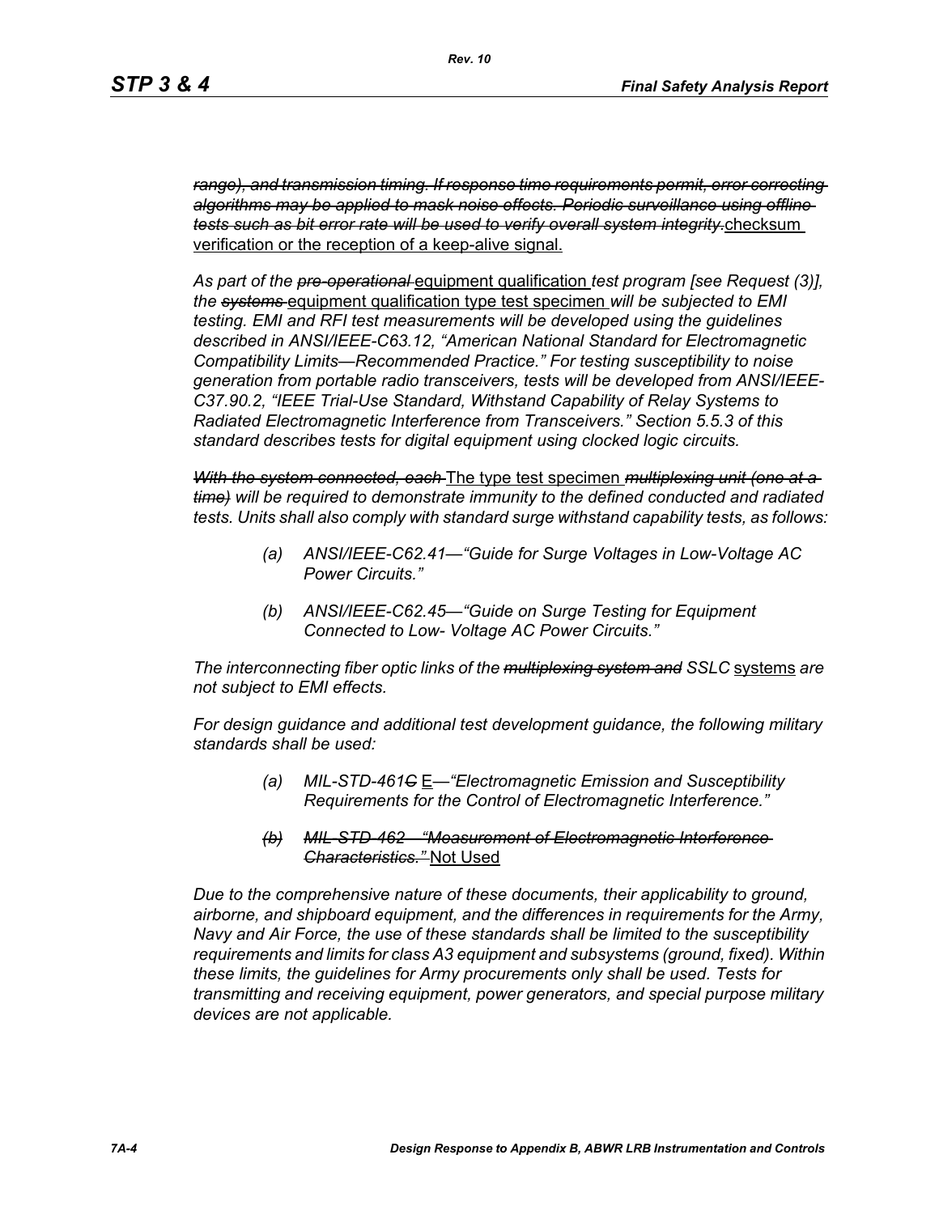*~~range), and transmission timing. If response time requirements permit, error correcting algorithms may be applied to mask noise effects. Periodic surveillance using offline tests such as bit error rate will be used to verify overall system integrity.~~* <u>checksum verification or the reception of a keep-alive signal.</u>

*As part of the ~~pre-operational~~* <u>equipment qualification</u> *test program [see Request (3)], the ~~systems~~* <u>equipment qualification type test specimen</u> *will be subjected to EMI testing. EMI and RFI test measurements will be developed using the guidelines described in ANSI/IEEE-C63.12, "American National Standard for Electromagnetic Compatibility Limits—Recommended Practice." For testing susceptibility to noise generation from portable radio transceivers, tests will be developed from ANSI/IEEE-C37.90.2, "IEEE Trial-Use Standard, Withstand Capability of Relay Systems to Radiated Electromagnetic Interference from Transceivers." Section 5.5.3 of this standard describes tests for digital equipment using clocked logic circuits.*

*~~With the system connected, each~~* <u>The type test specimen</u> *~~multiplexing unit (one at a time)~~ will be required to demonstrate immunity to the defined conducted and radiated tests. Units shall also comply with standard surge withstand capability tests, as follows:*

- *(a) ANSI/IEEE-C62.41—"Guide for Surge Voltages in Low-Voltage AC Power Circuits."*
- *(b) ANSI/IEEE-C62.45—"Guide on Surge Testing for Equipment Connected to Low- Voltage AC Power Circuits."*

*The interconnecting fiber optic links of the ~~multiplexing system and~~ SSLC* <u>systems</u> *are not subject to EMI effects.*

*For design guidance and additional test development guidance, the following military standards shall be used:*

- *(a) MIL-STD-461~~C~~* <u>E</u>*—"Electromagnetic Emission and Susceptibility Requirements for the Control of Electromagnetic Interference."*
- *~~(b) MIL-STD-462—"Measurement of Electromagnetic Interference Characteristics."~~* <u>Not Used</u>

*Due to the comprehensive nature of these documents, their applicability to ground, airborne, and shipboard equipment, and the differences in requirements for the Army, Navy and Air Force, the use of these standards shall be limited to the susceptibility requirements and limits for class A3 equipment and subsystems (ground, fixed). Within these limits, the guidelines for Army procurements only shall be used. Tests for transmitting and receiving equipment, power generators, and special purpose military devices are not applicable.*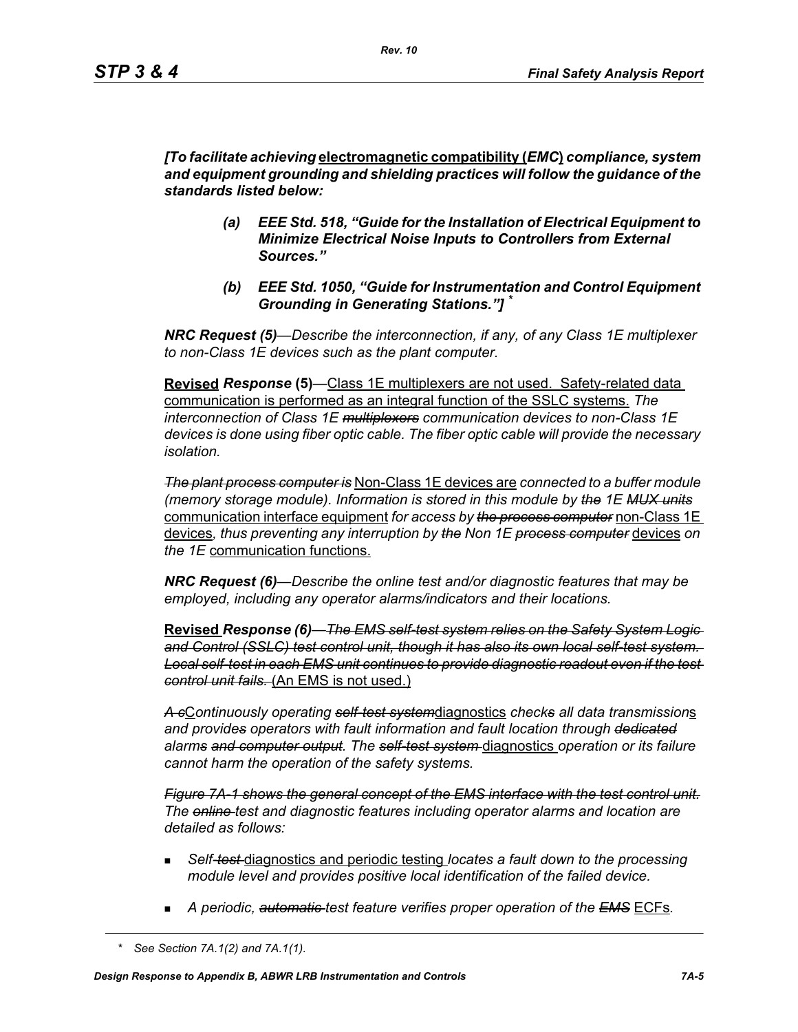***[To facilitate achieving** <u>**electromagnetic compatibility (**</u>***EMC***<u>**)**</u> ***compliance, system and equipment grounding and shielding practices will follow the guidance of the standards listed below:***

> ***(a) EEE Std. 518, "Guide for the Installation of Electrical Equipment to Minimize Electrical Noise Inputs to Controllers from External Sources."***
>
> ***(b) EEE Std. 1050, "Guide for Instrumentation and Control Equipment Grounding in Generating Stations."]*** *

***NRC Request (5)****—Describe the interconnection, if any, of any Class 1E multiplexer to non-Class 1E devices such as the plant computer.*

<u>**Revised**</u> ***Response*** **(5)**—<u>Class 1E multiplexers are not used. Safety-related data communication is performed as an integral function of the SSLC systems.</u> *The interconnection of Class 1E ~~multiplexors~~ communication devices to non-Class 1E devices is done using fiber optic cable. The fiber optic cable will provide the necessary isolation.*

*~~The plant process computer is~~* <u>Non-Class 1E devices are</u> *connected to a buffer module (memory storage module). Information is stored in this module by ~~the~~ 1E ~~MUX units~~* <u>communication interface equipment</u> *for access by ~~the process computer~~* <u>non-Class 1E devices</u>*, thus preventing any interruption by ~~the~~ Non 1E ~~process computer~~* <u>devices</u> *on the 1E* <u>communication functions.</u>

***NRC Request (6)****—Describe the online test and/or diagnostic features that may be employed, including any operator alarms/indicators and their locations.*

<u>**Revised**</u> ***Response (6)****~~—The EMS self-test system relies on the Safety System Logic and Control (SSLC) test control unit, though it has also its own local self-test system. Local self-test in each EMS unit continues to provide diagnostic readout even if the test control unit fails.~~* <u>(An EMS is not used.)</u>

*~~A c~~*<u>C</u>*ontinuously operating ~~self-test system~~*<u>diagnostics</u> *check~~s~~ all data transmission*<u>s</u> *and provide~~s~~ operators with fault information and fault location through ~~dedicated~~ alarms ~~and computer output~~. The ~~self-test system~~* <u>diagnostics</u> *operation or its failure cannot harm the operation of the safety systems.*

*~~Figure 7A-1 shows the general concept of the EMS interface with the test control unit.~~ The ~~online~~ test and diagnostic features including operator alarms and location are detailed as follows:*

- *Self-~~test~~* <u>diagnostics and periodic testing</u> *locates a fault down to the processing module level and provides positive local identification of the failed device.*
- *A periodic, ~~automatic~~ test feature verifies proper operation of the ~~EMS~~* <u>ECFs</u>.

\* *See Section 7A.1(2) and 7A.1(1).*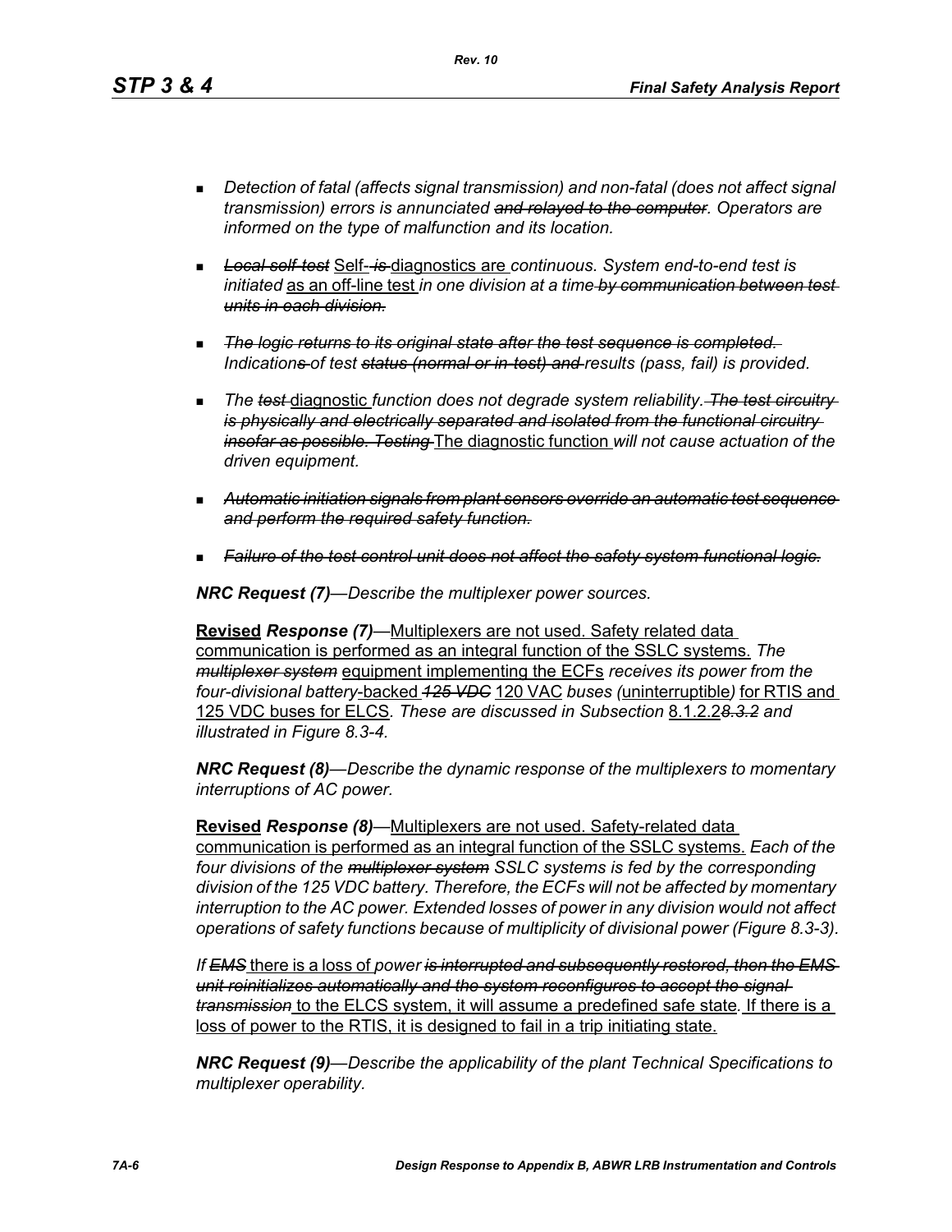- *Detection of fatal (affects signal transmission) and non-fatal (does not affect signal transmission) errors is annunciated ~~and relayed to the computer~~. Operators are informed on the type of malfunction and its location.*

- ~~*Local self-test*~~ Self-~~is~~ diagnostics are *continuous. System end-to-end test is initiated* as an off-line test *in one division at a time* ~~*by communication between test units in each division.*~~

- ~~*The logic returns to its original state after the test sequence is completed.*~~ *Indication~~s~~ of test ~~status (normal or in-test) and~~ results (pass, fail) is provided.*

- *The ~~test~~* diagnostic *function does not degrade system reliability.* ~~*The test circuitry is physically and electrically separated and isolated from the functional circuitry insofar as possible. Testing*~~ The diagnostic function *will not cause actuation of the driven equipment.*

- ~~*Automatic initiation signals from plant sensors override an automatic test sequence and perform the required safety function.*~~

- ~~*Failure of the test control unit does not affect the safety system functional logic.*~~

***NRC Request (7)****—Describe the multiplexer power sources.*

**Revised** ***Response (7)****—*Multiplexers are not used. Safety related data communication is performed as an integral function of the SSLC systems. *The ~~multiplexer system~~* equipment implementing the ECFs *receives its power from the four-divisional battery*-backed ~~*125 VDC*~~ 120 VAC *buses (*uninterruptible*)* for RTIS and 125 VDC buses for ELCS*. These are discussed in Subsection* 8.1.2.2~~*8.3.2*~~ *and illustrated in Figure 8.3-4.*

***NRC Request (8)****—Describe the dynamic response of the multiplexers to momentary interruptions of AC power.*

**Revised** ***Response (8)****—*Multiplexers are not used. Safety-related data communication is performed as an integral function of the SSLC systems. *Each of the four divisions of the ~~multiplexer system~~ SSLC systems is fed by the corresponding division of the 125 VDC battery. Therefore, the ECFs will not be affected by momentary interruption to the AC power. Extended losses of power in any division would not affect operations of safety functions because of multiplicity of divisional power (Figure 8.3-3).*

*If ~~EMS~~* there is a loss of *power ~~is interrupted and subsequently restored, then the EMS unit reinitializes automatically and the system reconfigures to accept the signal transmission~~* to the ELCS system, it will assume a predefined safe state*.* If there is a loss of power to the RTIS, it is designed to fail in a trip initiating state.

***NRC Request (9)****—Describe the applicability of the plant Technical Specifications to multiplexer operability.*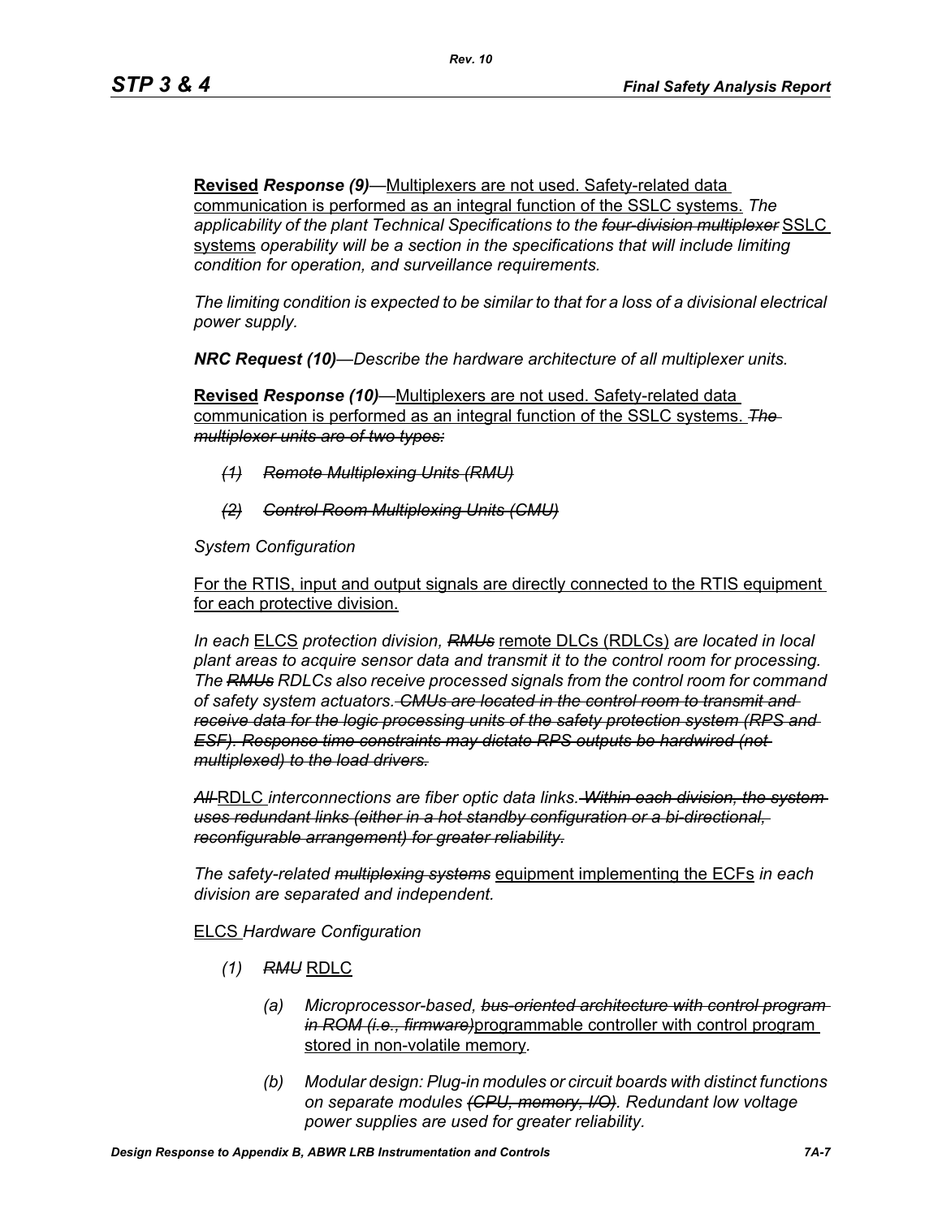**Revised** ***Response (9)***—Multiplexers are not used. Safety-related data communication is performed as an integral function of the SSLC systems. *The applicability of the plant Technical Specifications to the ~~four-division multiplexer~~* SSLC systems *operability will be a section in the specifications that will include limiting condition for operation, and surveillance requirements.*

*The limiting condition is expected to be similar to that for a loss of a divisional electrical power supply.*

***NRC Request (10)****—Describe the hardware architecture of all multiplexer units.*

**Revised** ***Response (10)***—Multiplexers are not used. Safety-related data communication is performed as an integral function of the SSLC systems. ~~*The multiplexer units are of two types:*~~

- ~~*(1) Remote Multiplexing Units (RMU)*~~
- ~~*(2) Control Room Multiplexing Units (CMU)*~~

*System Configuration*

For the RTIS, input and output signals are directly connected to the RTIS equipment for each protective division.

*In each* ELCS *protection division, ~~RMUs~~* remote DLCs (RDLCs) *are located in local plant areas to acquire sensor data and transmit it to the control room for processing. The ~~RMUs~~ RDLCs also receive processed signals from the control room for command of safety system actuators. ~~CMUs are located in the control room to transmit and receive data for the logic processing units of the safety protection system (RPS and ESF). Response time constraints may dictate RPS outputs be hardwired (not multiplexed) to the load drivers.~~*

*~~All~~* RDLC *interconnections are fiber optic data links. ~~Within each division, the system uses redundant links (either in a hot standby configuration or a bi-directional, reconfigurable arrangement) for greater reliability.~~*

*The safety-related ~~multiplexing systems~~* equipment implementing the ECFs *in each division are separated and independent.*

ELCS *Hardware Configuration*

*(1) ~~RMU~~* RDLC

- *(a) Microprocessor-based, ~~bus-oriented architecture with control program in ROM (i.e., firmware)~~*programmable controller with control program stored in non-volatile memory.
- *(b) Modular design: Plug-in modules or circuit boards with distinct functions on separate modules ~~(CPU, memory, I/O)~~. Redundant low voltage power supplies are used for greater reliability.*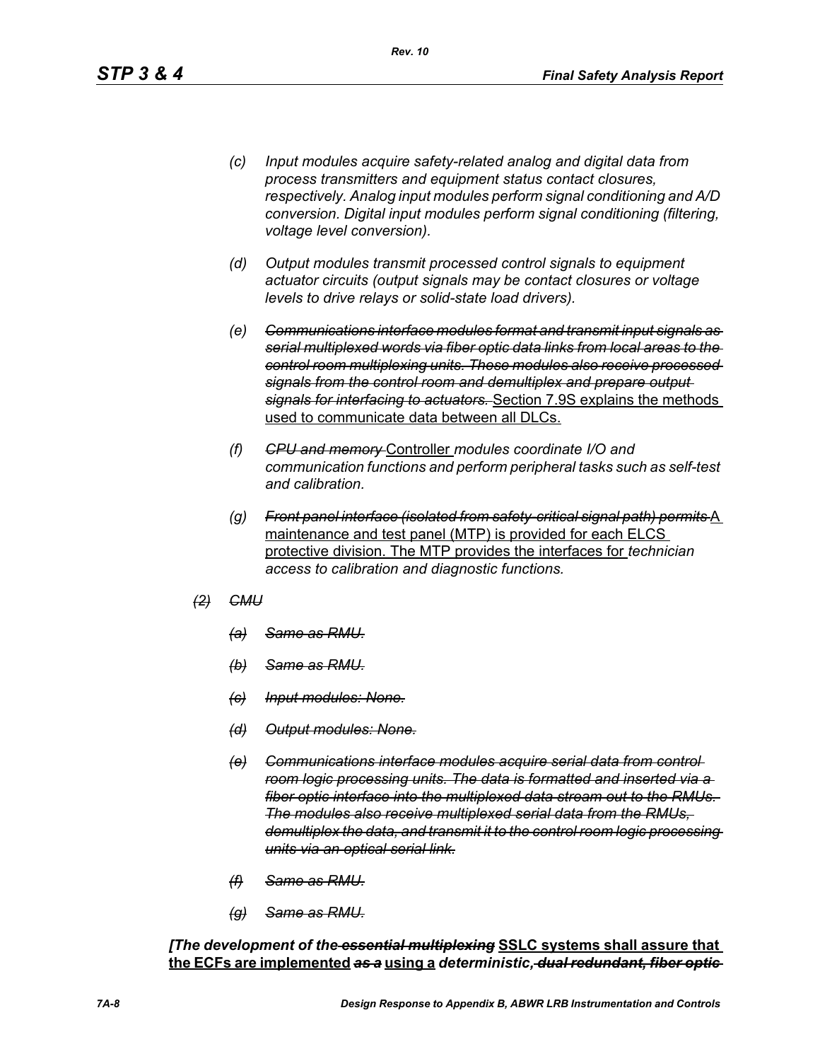(c) *Input modules acquire safety-related analog and digital data from process transmitters and equipment status contact closures, respectively. Analog input modules perform signal conditioning and A/D conversion. Digital input modules perform signal conditioning (filtering, voltage level conversion).*

(d) *Output modules transmit processed control signals to equipment actuator circuits (output signals may be contact closures or voltage levels to drive relays or solid-state load drivers).*

(e) ~~*Communications interface modules format and transmit input signals as serial multiplexed words via fiber optic data links from local areas to the control room multiplexing units. These modules also receive processed signals from the control room and demultiplex and prepare output signals for interfacing to actuators.*~~ <u>Section 7.9S explains the methods used to communicate data between all DLCs.</u>

(f) ~~*CPU and memory*~~ <u>Controller</u> *modules coordinate I/O and communication functions and perform peripheral tasks such as self-test and calibration.*

(g) ~~*Front panel interface (isolated from safety-critical signal path) permits*~~ <u>A maintenance and test panel (MTP) is provided for each ELCS protective division. The MTP provides the interfaces for</u> *technician access to calibration and diagnostic functions.*

~~*(2) CMU*~~

~~*(a) Same as RMU.*~~

~~*(b) Same as RMU.*~~

~~*(c) Input modules: None.*~~

~~*(d) Output modules: None.*~~

~~*(e) Communications interface modules acquire serial data from control room logic processing units. The data is formatted and inserted via a fiber optic interface into the multiplexed data stream out to the RMUs. The modules also receive multiplexed serial data from the RMUs, demultiplex the data, and transmit it to the control room logic processing units via an optical serial link.*~~

~~*(f) Same as RMU.*~~

~~*(g) Same as RMU.*~~

***[The development of the** ~~**essential multiplexing**~~ <u>**SSLC systems shall assure that the ECFs are implemented**</u> ~~**as a**~~ <u>**using a**</u> **deterministic,** ~~**dual redundant, fiber optic**~~*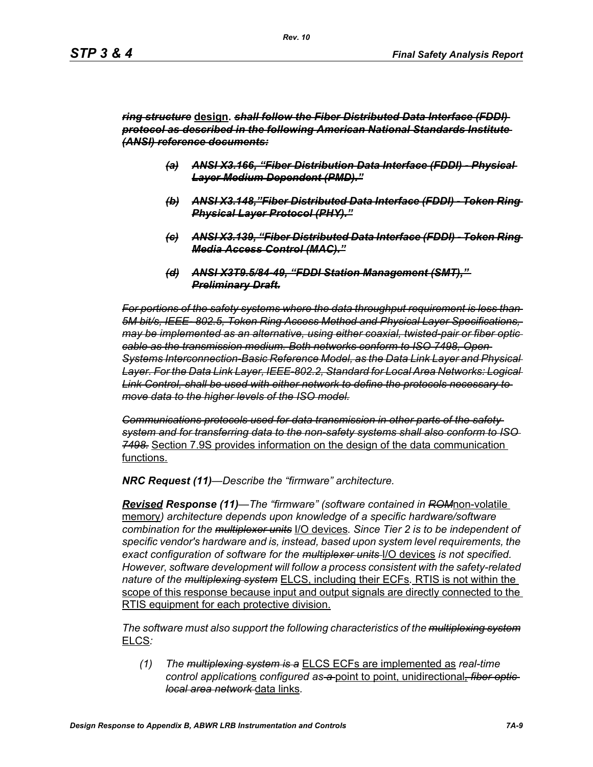***~~ring structure~~*** **design**. ***~~shall follow the Fiber Distributed Data Interface (FDDI) protocol as described in the following American National Standards Institute (ANSI) reference documents:~~***

> ***~~(a) ANSI X3.166, "Fiber Distribution Data Interface (FDDI) - Physical Layer Medium Dependent (PMD)."~~***
>
> ***~~(b) ANSI X3.148,"Fiber Distributed Data Interface (FDDI) - Token Ring Physical Layer Protocol (PHY)."~~***
>
> ***~~(c) ANSI X3.139, "Fiber Distributed Data Interface (FDDI) - Token Ring Media Access Control (MAC)."~~***
>
> ***~~(d) ANSI X3T9.5/84-49, "FDDI Station Management (SMT)," Preliminary Draft.~~***

*~~For portions of the safety systems where the data throughput requirement is less than 5M bit/s, IEEE- 802.5, Token Ring Access Method and Physical Layer Specifications, may be implemented as an alternative, using either coaxial, twisted-pair or fiber optic cable as the transmission medium. Both networks conform to ISO 7498, Open Systems Interconnection-Basic Reference Model, as the Data Link Layer and Physical Layer. For the Data Link Layer, IEEE-802.2, Standard for Local Area Networks: Logical Link Control, shall be used with either network to define the protocols necessary to move data to the higher levels of the ISO model.~~*

*~~Communications protocols used for data transmission in other parts of the safety system and for transferring data to the non-safety systems shall also conform to ISO 7498.~~* <u>Section 7.9S provides information on the design of the data communication functions.</u>

***NRC Request (11)****—Describe the "firmware" architecture.*

***<u>Revised</u> Response (11)****—The "firmware" (software contained in ~~ROM~~*<u>non-volatile memory</u>*) architecture depends upon knowledge of a specific hardware/software combination for the ~~multiplexer units~~* <u>I/O devices</u>*. Since Tier 2 is to be independent of specific vendor's hardware and is, instead, based upon system level requirements, the exact configuration of software for the ~~multiplexer units~~* <u>I/O devices</u> *is not specified. However, software development will follow a process consistent with the safety-related nature of the ~~multiplexing system~~* <u>ELCS, including their ECFs</u>*.* <u>RTIS is not within the scope of this response because input and output signals are directly connected to the RTIS equipment for each protective division.</u>

*The software must also support the following characteristics of the ~~multiplexing system~~* <u>ELCS</u>*:*

> *(1) The ~~multiplexing system is a~~* <u>ELCS ECFs are implemented as</u> *real-time control application*<u>s</u> *configured as ~~a~~* <u>point to point, unidirectional</u>*~~, fiber optic local area network~~* <u>data links</u>*.*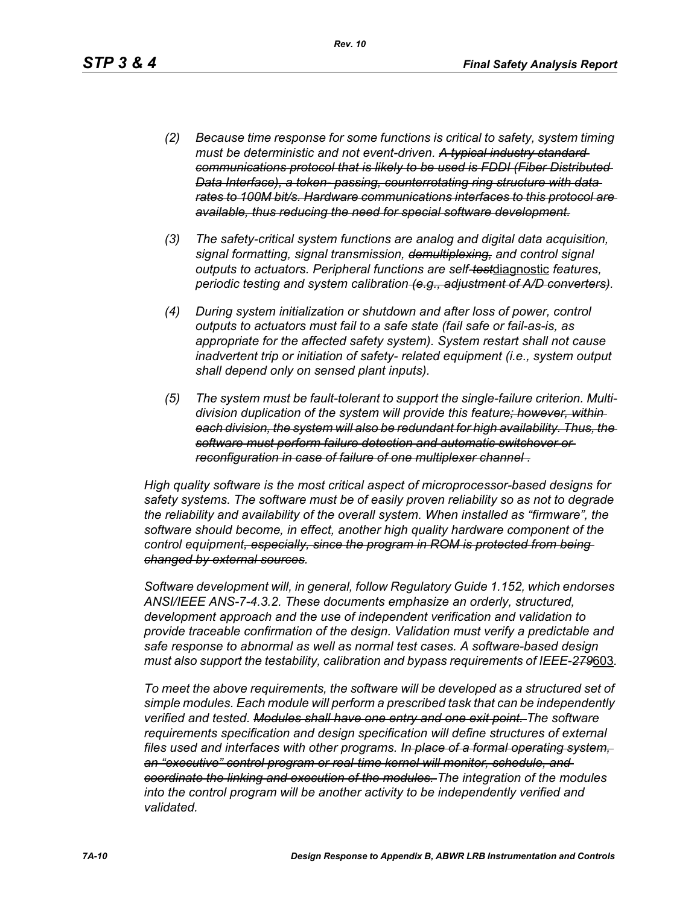*(2) Because time response for some functions is critical to safety, system timing must be deterministic and not event-driven. ~~A typical industry standard communications protocol that is likely to be used is FDDI (Fiber Distributed Data Interface), a token- passing, counterrotating ring structure with data rates to 100M bit/s. Hardware communications interfaces to this protocol are available, thus reducing the need for special software development.~~*

*(3) The safety-critical system functions are analog and digital data acquisition, signal formatting, signal transmission, ~~demultiplexing,~~ and control signal outputs to actuators. Peripheral functions are self-~~test~~*<u>diagnostic</u> *features, periodic testing and system calibration ~~(e.g., adjustment of A/D converters)~~.*

*(4) During system initialization or shutdown and after loss of power, control outputs to actuators must fail to a safe state (fail safe or fail-as-is, as appropriate for the affected safety system). System restart shall not cause inadvertent trip or initiation of safety- related equipment (i.e., system output shall depend only on sensed plant inputs).*

*(5) The system must be fault-tolerant to support the single-failure criterion. Multi-division duplication of the system will provide this feature~~; however, within each division, the system will also be redundant for high availability. Thus, the software must perform failure detection and automatic switchover or reconfiguration in case of failure of one multiplexer channel~~ .*

*High quality software is the most critical aspect of microprocessor-based designs for safety systems. The software must be of easily proven reliability so as not to degrade the reliability and availability of the overall system. When installed as "firmware", the software should become, in effect, another high quality hardware component of the control equipment~~, especially, since the program in ROM is protected from being changed by external sources~~.*

*Software development will, in general, follow Regulatory Guide 1.152, which endorses ANSI/IEEE ANS-7-4.3.2. These documents emphasize an orderly, structured, development approach and the use of independent verification and validation to provide traceable confirmation of the design. Validation must verify a predictable and safe response to abnormal as well as normal test cases. A software-based design must also support the testability, calibration and bypass requirements of IEEE-~~279~~*<u>603</u>*.*

*To meet the above requirements, the software will be developed as a structured set of simple modules. Each module will perform a prescribed task that can be independently verified and tested. ~~Modules shall have one entry and one exit point.~~ The software requirements specification and design specification will define structures of external files used and interfaces with other programs. ~~In place of a formal operating system, an "executive" control program or real-time kernel will monitor, schedule, and coordinate the linking and execution of the modules.~~ The integration of the modules into the control program will be another activity to be independently verified and validated.*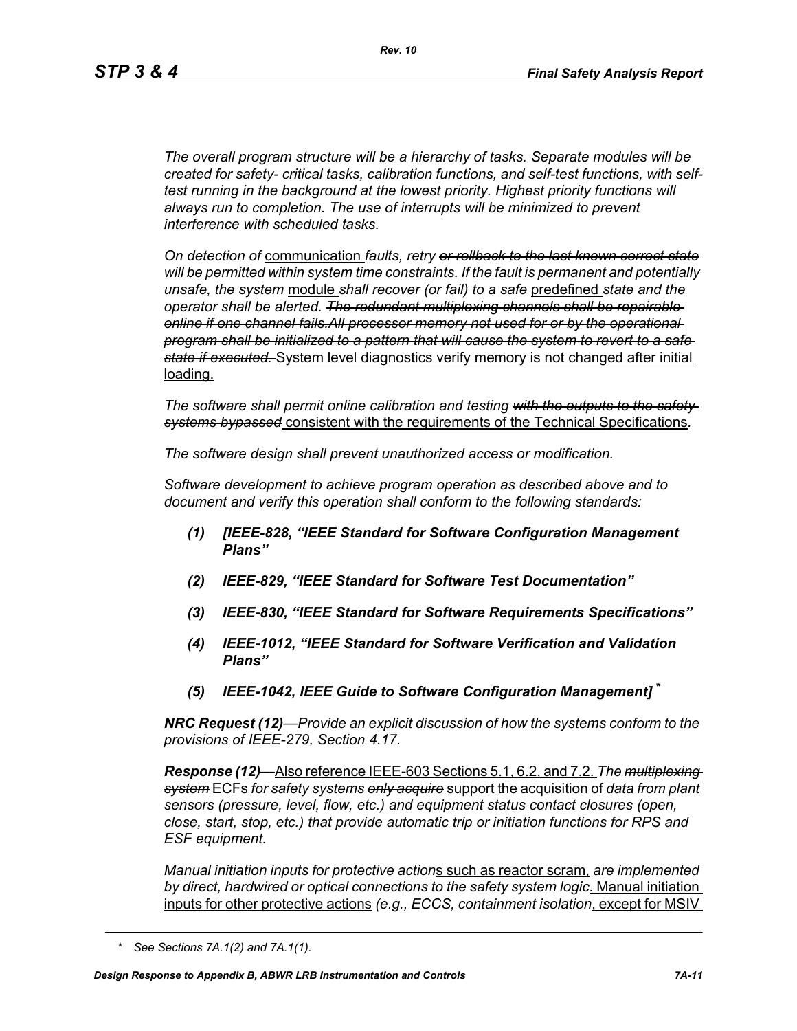*The overall program structure will be a hierarchy of tasks. Separate modules will be created for safety- critical tasks, calibration functions, and self-test functions, with self-test running in the background at the lowest priority. Highest priority functions will always run to completion. The use of interrupts will be minimized to prevent interference with scheduled tasks.*

*On detection of* <u>communication</u> *faults, retry* ~~*or rollback to the last known correct state*~~ *will be permitted within system time constraints. If the fault is permanent* ~~*and potentially unsafe*~~*, the* ~~*system*~~ <u>module</u> *shall* ~~*recover (or*~~ *fail*~~*)*~~ *to a* ~~*safe*~~ <u>predefined</u> *state and the operator shall be alerted.* ~~*The redundant multiplexing channels shall be repairable online if one channel fails.All processor memory not used for or by the operational program shall be initialized to a pattern that will cause the system to revert to a safe state if executed.*~~ <u>System level diagnostics verify memory is not changed after initial loading.</u>

*The software shall permit online calibration and testing* ~~*with the outputs to the safety systems bypassed*~~ <u>consistent with the requirements of the Technical Specifications</u>*.*

*The software design shall prevent unauthorized access or modification.*

*Software development to achieve program operation as described above and to document and verify this operation shall conform to the following standards:*

***(1) [IEEE-828, "IEEE Standard for Software Configuration Management Plans"***

***(2) IEEE-829, "IEEE Standard for Software Test Documentation"***

***(3) IEEE-830, "IEEE Standard for Software Requirements Specifications"***

***(4) IEEE-1012, "IEEE Standard for Software Verification and Validation Plans"***

***(5) IEEE-1042, IEEE Guide to Software Configuration Management]*** *

***NRC Request (12)****—Provide an explicit discussion of how the systems conform to the provisions of IEEE-279, Section 4.17.*

***Response (12)****—*<u>Also reference IEEE-603 Sections 5.1, 6.2, and 7.2.</u> *The* ~~*multiplexing system*~~ <u>ECFs</u> *for safety systems* ~~*only acquire*~~ <u>support the acquisition of</u> *data from plant sensors (pressure, level, flow, etc.) and equipment status contact closures (open, close, start, stop, etc.) that provide automatic trip or initiation functions for RPS and ESF equipment.*

*Manual initiation inputs for protective action*<u>s such as reactor scram,</u> *are implemented by direct, hardwired or optical connections to the safety system logic*<u>. Manual initiation inputs for other protective actions</u> *(e.g., ECCS, containment isolation*<u>, except for MSIV</u>

\* *See Sections 7A.1(2) and 7A.1(1).*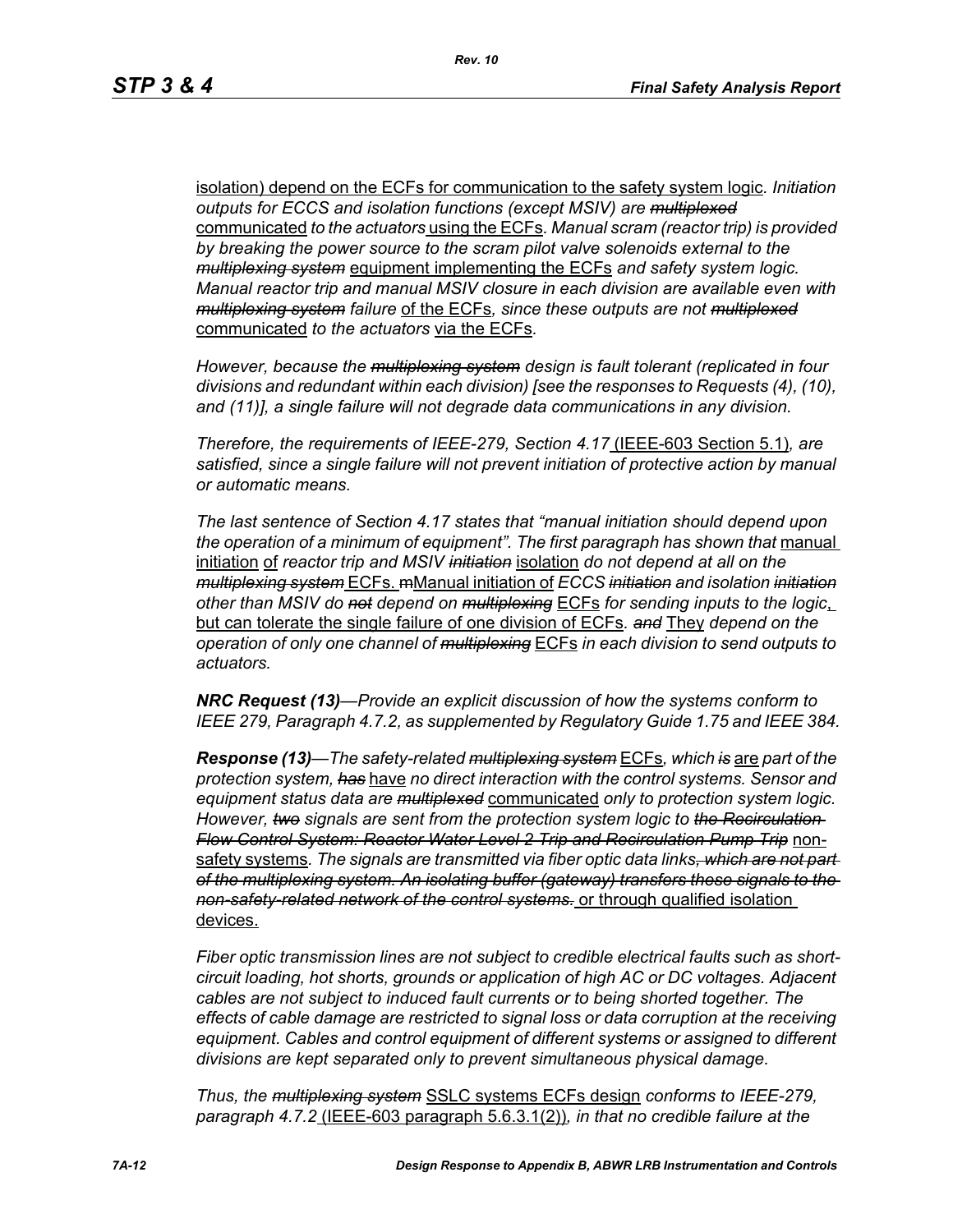isolation) depend on the ECFs for communication to the safety system logic. *Initiation outputs for ECCS and isolation functions (except MSIV) are ~~multiplexed~~* communicated *to the actuators* using the ECFs. *Manual scram (reactor trip) is provided by breaking the power source to the scram pilot valve solenoids external to the ~~multiplexing system~~* equipment implementing the ECFs *and safety system logic. Manual reactor trip and manual MSIV closure in each division are available even with ~~multiplexing system~~ failure* of the ECFs*, since these outputs are not ~~multiplexed~~* communicated *to the actuators* via the ECFs.

*However, because the ~~multiplexing system~~ design is fault tolerant (replicated in four divisions and redundant within each division) [see the responses to Requests (4), (10), and (11)], a single failure will not degrade data communications in any division.*

*Therefore, the requirements of IEEE-279, Section 4.17* (IEEE-603 Section 5.1)*, are satisfied, since a single failure will not prevent initiation of protective action by manual or automatic means.*

*The last sentence of Section 4.17 states that "manual initiation should depend upon the operation of a minimum of equipment". The first paragraph has shown that* manual initiation of *reactor trip and MSIV ~~initiation~~* isolation *do not depend at all on the ~~multiplexing system~~* ECFs. ~~m~~Manual initiation of *ECCS ~~initiation~~ and isolation ~~initiation~~ other than MSIV do ~~not~~ depend on ~~multiplexing~~* ECFs *for sending inputs to the logic*, but can tolerate the single failure of one division of ECFs*. ~~and~~* They *depend on the operation of only one channel of ~~multiplexing~~* ECFs *in each division to send outputs to actuators.*

***NRC Request (13)****—Provide an explicit discussion of how the systems conform to IEEE 279, Paragraph 4.7.2, as supplemented by Regulatory Guide 1.75 and IEEE 384.*

***Response (13)****—The safety-related ~~multiplexing system~~* ECFs*, which ~~is~~* are *part of the protection system, ~~has~~* have *no direct interaction with the control systems. Sensor and equipment status data are ~~multiplexed~~* communicated *only to protection system logic. However, ~~two~~ signals are sent from the protection system logic to ~~the Recirculation Flow Control System: Reactor Water Level 2 Trip and Recirculation Pump Trip~~* non-safety systems*. The signals are transmitted via fiber optic data links~~, which are not part of the multiplexing system. An isolating buffer (gateway) transfers these signals to the non-safety-related network of the control systems.~~* or through qualified isolation devices.

*Fiber optic transmission lines are not subject to credible electrical faults such as short-circuit loading, hot shorts, grounds or application of high AC or DC voltages. Adjacent cables are not subject to induced fault currents or to being shorted together. The effects of cable damage are restricted to signal loss or data corruption at the receiving equipment. Cables and control equipment of different systems or assigned to different divisions are kept separated only to prevent simultaneous physical damage.*

*Thus, the ~~multiplexing system~~* SSLC systems ECFs design *conforms to IEEE-279, paragraph 4.7.2* (IEEE-603 paragraph 5.6.3.1(2))*, in that no credible failure at the*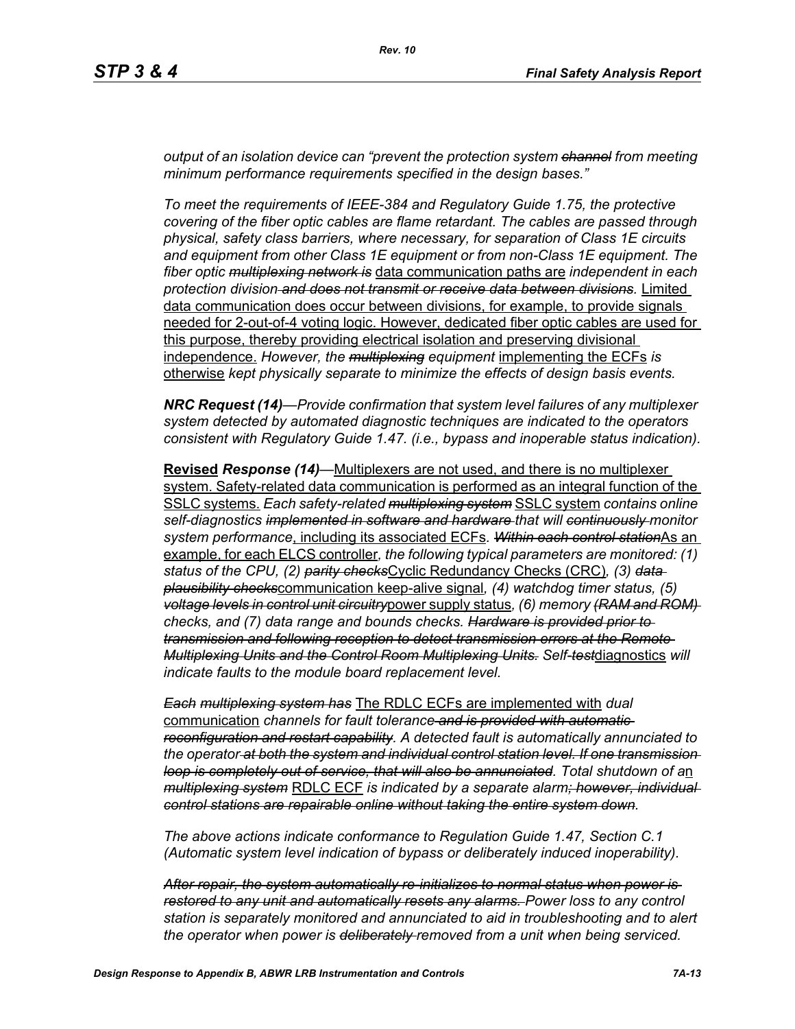*output of an isolation device can "prevent the protection system ~~channel~~ from meeting minimum performance requirements specified in the design bases."*

*To meet the requirements of IEEE-384 and Regulatory Guide 1.75, the protective covering of the fiber optic cables are flame retardant. The cables are passed through physical, safety class barriers, where necessary, for separation of Class 1E circuits and equipment from other Class 1E equipment or from non-Class 1E equipment. The fiber optic ~~multiplexing network is~~* data communication paths are *independent in each protection division ~~and does not transmit or receive data between divisions~~.* Limited data communication does occur between divisions, for example, to provide signals needed for 2-out-of-4 voting logic. However, dedicated fiber optic cables are used for this purpose, thereby providing electrical isolation and preserving divisional independence. *However, the ~~multiplexing~~ equipment* implementing the ECFs *is* otherwise *kept physically separate to minimize the effects of design basis events.*

***NRC Request (14)****—Provide confirmation that system level failures of any multiplexer system detected by automated diagnostic techniques are indicated to the operators consistent with Regulatory Guide 1.47. (i.e., bypass and inoperable status indication).*

**Revised** ***Response (14)****—*Multiplexers are not used, and there is no multiplexer system. Safety-related data communication is performed as an integral function of the SSLC systems. *Each safety-related ~~multiplexing system~~* SSLC system *contains online self-diagnostics ~~implemented in software and hardware~~ that will ~~continuously~~ monitor system performance*, including its associated ECFs*. ~~Within each control station~~*As an example, for each ELCS controller*, the following typical parameters are monitored: (1) status of the CPU, (2) ~~parity checks~~*Cyclic Redundancy Checks (CRC)*, (3) ~~data plausibility checks~~*communication keep-alive signal*, (4) watchdog timer status, (5) ~~voltage levels in control unit circuitry~~*power supply status*, (6) memory ~~(RAM and ROM)~~ checks, and (7) data range and bounds checks. ~~Hardware is provided prior to transmission and following reception to detect transmission errors at the Remote Multiplexing Units and the Control Room Multiplexing Units.~~ Self-~~test~~*diagnostics *will indicate faults to the module board replacement level.*

*~~Each multiplexing system has~~* The RDLC ECFs are implemented with *dual* communication *channels for fault tolerance ~~and is provided with automatic reconfiguration and restart capability~~. A detected fault is automatically annunciated to the operator ~~at both the system and individual control station level. If one transmission loop is completely out of service, that will also be annunciated~~. Total shutdown of a*n *~~multiplexing system~~* RDLC ECF *is indicated by a separate alarm~~; however, individual control stations are repairable online without taking the entire system down~~.*

*The above actions indicate conformance to Regulation Guide 1.47, Section C.1 (Automatic system level indication of bypass or deliberately induced inoperability).*

*~~After repair, the system automatically re-initializes to normal status when power is restored to any unit and automatically resets any alarms.~~ Power loss to any control station is separately monitored and annunciated to aid in troubleshooting and to alert the operator when power is ~~deliberately~~ removed from a unit when being serviced.*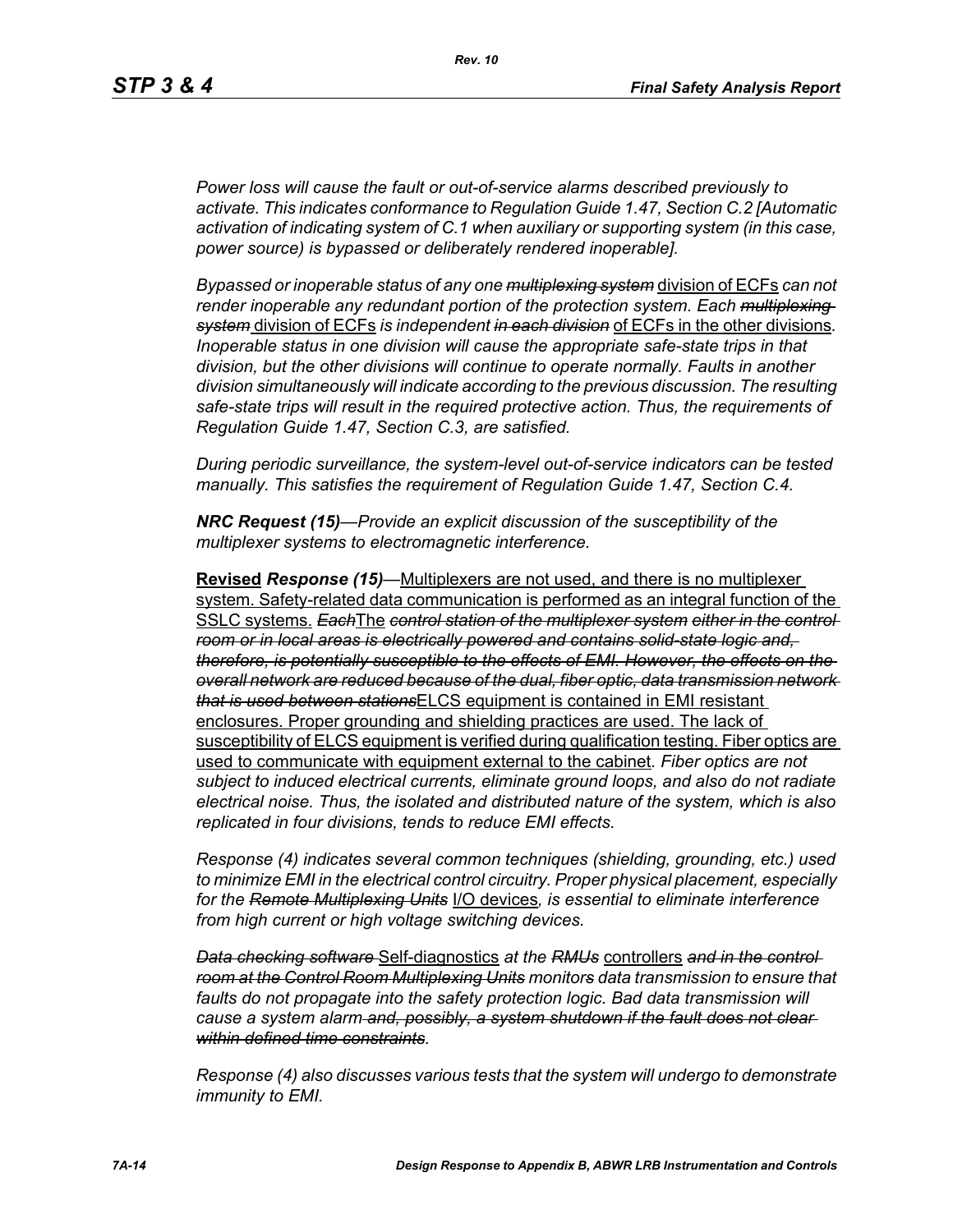*Power loss will cause the fault or out-of-service alarms described previously to activate. This indicates conformance to Regulation Guide 1.47, Section C.2 [Automatic activation of indicating system of C.1 when auxiliary or supporting system (in this case, power source) is bypassed or deliberately rendered inoperable].*

*Bypassed or inoperable status of any one* ~~*multiplexing system*~~ <u>division of ECFs</u> *can not render inoperable any redundant portion of the protection system. Each* ~~*multiplexing system*~~ <u>division of ECFs</u> *is independent* ~~*in each division*~~ <u>of ECFs in the other divisions</u>*. Inoperable status in one division will cause the appropriate safe-state trips in that division, but the other divisions will continue to operate normally. Faults in another division simultaneously will indicate according to the previous discussion. The resulting safe-state trips will result in the required protective action. Thus, the requirements of Regulation Guide 1.47, Section C.3, are satisfied.*

*During periodic surveillance, the system-level out-of-service indicators can be tested manually. This satisfies the requirement of Regulation Guide 1.47, Section C.4.*

***NRC Request (15)****—Provide an explicit discussion of the susceptibility of the multiplexer systems to electromagnetic interference.*

**Revised** ***Response (15)****—*<u>Multiplexers are not used, and there is no multiplexer system. Safety-related data communication is performed as an integral function of the SSLC systems.</u> ~~*Each*~~<u>The</u> ~~*control station of the multiplexer system either in the control room or in local areas is electrically powered and contains solid-state logic and, therefore, is potentially susceptible to the effects of EMI. However, the effects on the overall network are reduced because of the dual, fiber optic, data transmission network that is used between stations*~~<u>ELCS equipment is contained in EMI resistant enclosures. Proper grounding and shielding practices are used. The lack of susceptibility of ELCS equipment is verified during qualification testing. Fiber optics are used to communicate with equipment external to the cabinet</u>*. Fiber optics are not subject to induced electrical currents, eliminate ground loops, and also do not radiate electrical noise. Thus, the isolated and distributed nature of the system, which is also replicated in four divisions, tends to reduce EMI effects.*

*Response (4) indicates several common techniques (shielding, grounding, etc.) used to minimize EMI in the electrical control circuitry. Proper physical placement, especially for the* ~~*Remote Multiplexing Units*~~ <u>I/O devices</u>*, is essential to eliminate interference from high current or high voltage switching devices.*

~~*Data checking software*~~ <u>Self-diagnostics</u> *at the* ~~*RMUs*~~ <u>controllers</u> ~~*and in the control room at the Control Room Multiplexing Units*~~ *monitors data transmission to ensure that faults do not propagate into the safety protection logic. Bad data transmission will cause a system alarm* ~~*and, possibly, a system shutdown if the fault does not clear within defined time constraints*~~*.*

*Response (4) also discusses various tests that the system will undergo to demonstrate immunity to EMI.*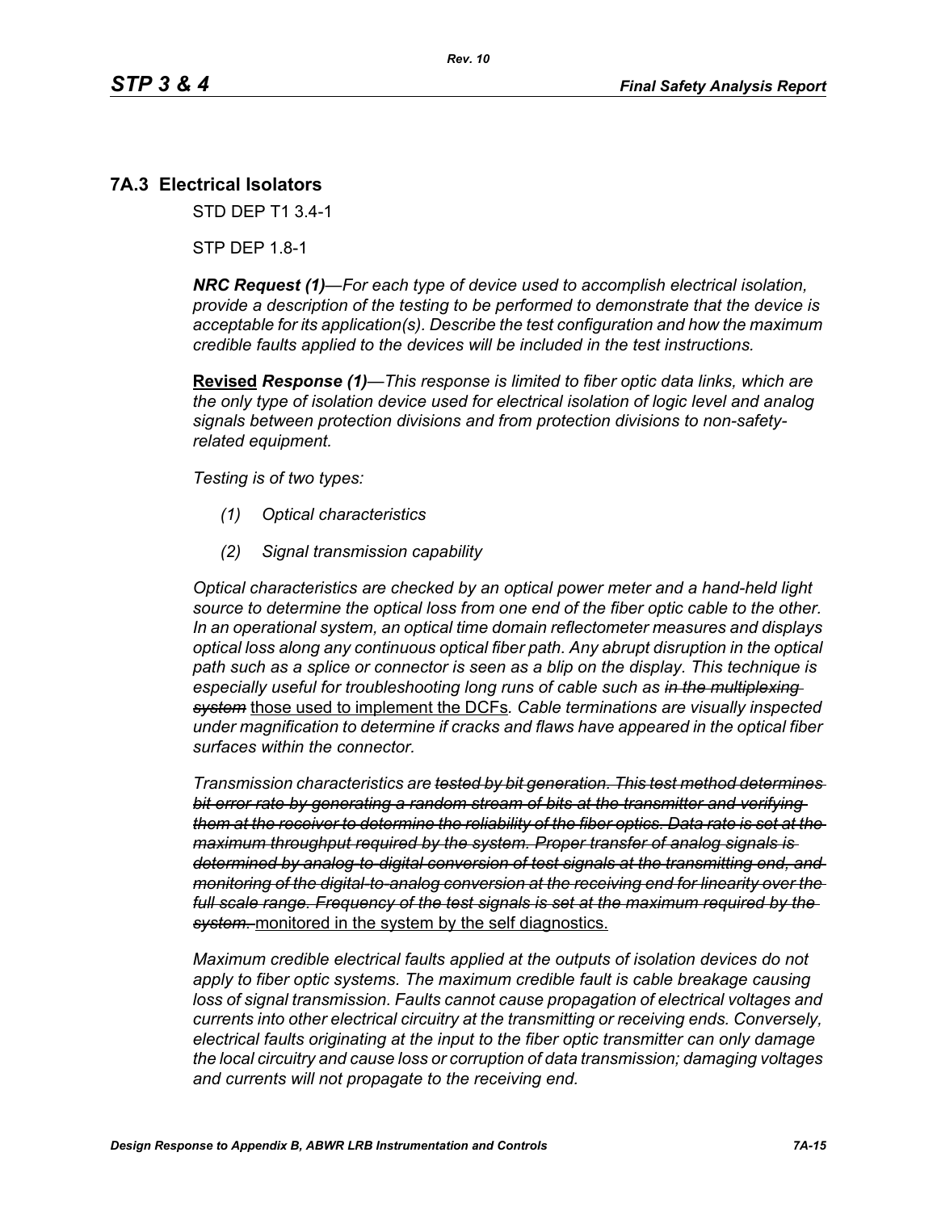## 7A.3 Electrical Isolators

STD DEP T1 3.4-1

STP DEP 1.8-1

***NRC Request (1)****—For each type of device used to accomplish electrical isolation, provide a description of the testing to be performed to demonstrate that the device is acceptable for its application(s). Describe the test configuration and how the maximum credible faults applied to the devices will be included in the test instructions.*

<u>**Revised**</u> ***Response (1)****—This response is limited to fiber optic data links, which are the only type of isolation device used for electrical isolation of logic level and analog signals between protection divisions and from protection divisions to non-safety-related equipment.*

*Testing is of two types:*

*(1) Optical characteristics*

*(2) Signal transmission capability*

*Optical characteristics are checked by an optical power meter and a hand-held light source to determine the optical loss from one end of the fiber optic cable to the other. In an operational system, an optical time domain reflectometer measures and displays optical loss along any continuous optical fiber path. Any abrupt disruption in the optical path such as a splice or connector is seen as a blip on the display. This technique is especially useful for troubleshooting long runs of cable such as ~~in the multiplexing system~~* <u>those used to implement the DCFs</u>*. Cable terminations are visually inspected under magnification to determine if cracks and flaws have appeared in the optical fiber surfaces within the connector.*

*Transmission characteristics are ~~tested by bit generation. This test method determines bit error rate by generating a random stream of bits at the transmitter and verifying them at the receiver to determine the reliability of the fiber optics. Data rate is set at the maximum throughput required by the system. Proper transfer of analog signals is determined by analog-to-digital conversion of test signals at the transmitting end, and monitoring of the digital-to-analog conversion at the receiving end for linearity over the full scale range. Frequency of the test signals is set at the maximum required by the system.~~* <u>monitored in the system by the self diagnostics.</u>

*Maximum credible electrical faults applied at the outputs of isolation devices do not apply to fiber optic systems. The maximum credible fault is cable breakage causing loss of signal transmission. Faults cannot cause propagation of electrical voltages and currents into other electrical circuitry at the transmitting or receiving ends. Conversely, electrical faults originating at the input to the fiber optic transmitter can only damage the local circuitry and cause loss or corruption of data transmission; damaging voltages and currents will not propagate to the receiving end.*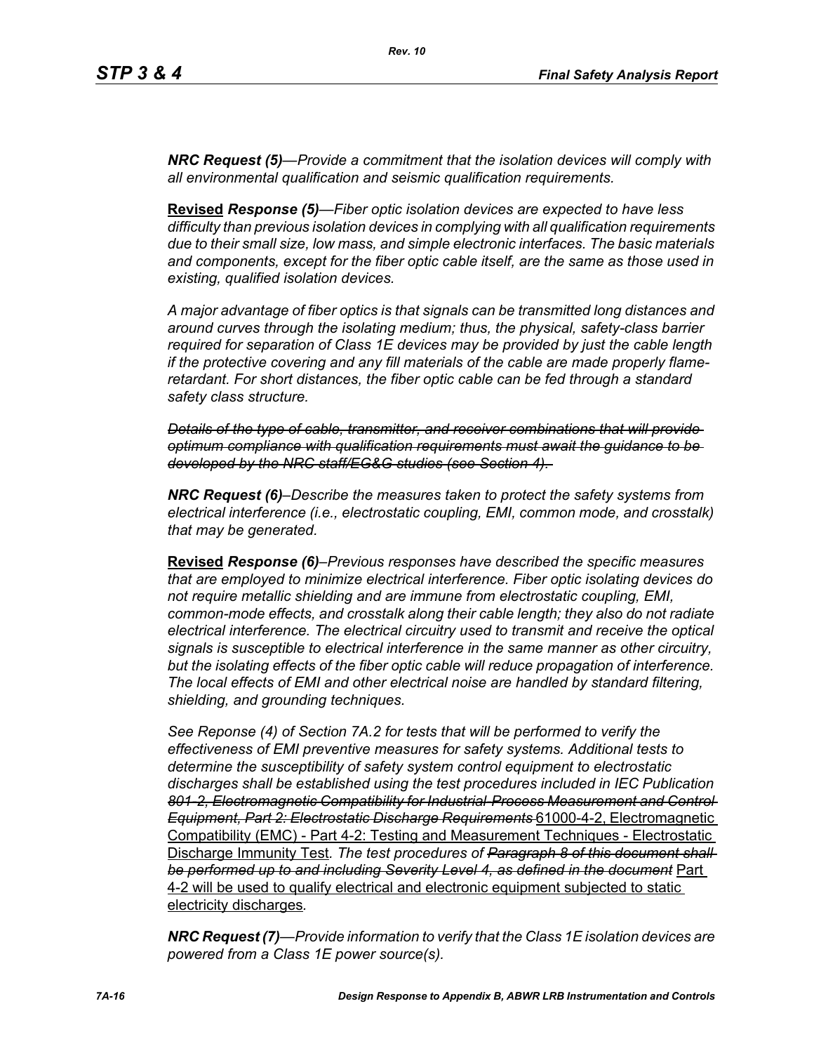***NRC Request (5)**—Provide a commitment that the isolation devices will comply with all environmental qualification and seismic qualification requirements.*

**Revised** ***Response (5)**—Fiber optic isolation devices are expected to have less difficulty than previous isolation devices in complying with all qualification requirements due to their small size, low mass, and simple electronic interfaces. The basic materials and components, except for the fiber optic cable itself, are the same as those used in existing, qualified isolation devices.*

*A major advantage of fiber optics is that signals can be transmitted long distances and around curves through the isolating medium; thus, the physical, safety-class barrier required for separation of Class 1E devices may be provided by just the cable length if the protective covering and any fill materials of the cable are made properly flame-retardant. For short distances, the fiber optic cable can be fed through a standard safety class structure.*

~~*Details of the type of cable, transmitter, and receiver combinations that will provide optimum compliance with qualification requirements must await the guidance to be developed by the NRC staff/EG&G studies (see Section 4).*~~

***NRC Request (6)**–Describe the measures taken to protect the safety systems from electrical interference (i.e., electrostatic coupling, EMI, common mode, and crosstalk) that may be generated.*

**Revised** ***Response (6)**–Previous responses have described the specific measures that are employed to minimize electrical interference. Fiber optic isolating devices do not require metallic shielding and are immune from electrostatic coupling, EMI, common-mode effects, and crosstalk along their cable length; they also do not radiate electrical interference. The electrical circuitry used to transmit and receive the optical signals is susceptible to electrical interference in the same manner as other circuitry, but the isolating effects of the fiber optic cable will reduce propagation of interference. The local effects of EMI and other electrical noise are handled by standard filtering, shielding, and grounding techniques.*

*See Reponse (4) of Section 7A.2 for tests that will be performed to verify the effectiveness of EMI preventive measures for safety systems. Additional tests to determine the susceptibility of safety system control equipment to electrostatic discharges shall be established using the test procedures included in IEC Publication* ~~*801-2, Electromagnetic Compatibility for Industrial-Process Measurement and Control Equipment, Part 2: Electrostatic Discharge Requirements*~~ <u>61000-4-2, Electromagnetic Compatibility (EMC) - Part 4-2: Testing and Measurement Techniques - Electrostatic Discharge Immunity Test</u>*. The test procedures of* ~~*Paragraph 8 of this document shall be performed up to and including Severity Level 4, as defined in the document*~~ <u>Part 4-2 will be used to qualify electrical and electronic equipment subjected to static electricity discharges</u>*.*

***NRC Request (7)**—Provide information to verify that the Class 1E isolation devices are powered from a Class 1E power source(s).*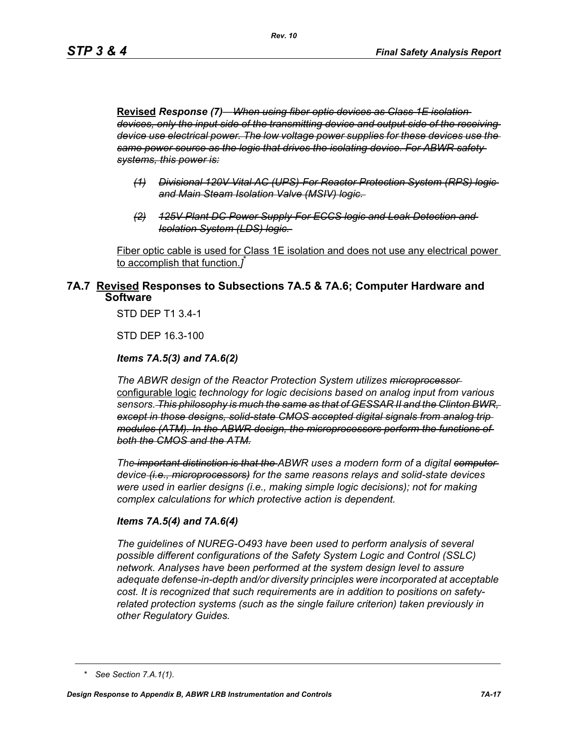**Revised** *Response (7)* ~~*When using fiber optic devices as Class 1E isolation devices, only the input side of the transmitting device and output side of the receiving device use electrical power. The low voltage power supplies for these devices use the same power source as the logic that drives the isolating device. For ABWR safety systems, this power is:*~~

- ~~*(1) Divisional 120V Vital AC (UPS) For Reactor Protection System (RPS) logic and Main Steam Isolation Valve (MSIV) logic.*~~
- ~~*(2) 125V Plant DC Power Supply For ECCS logic and Leak Detection and Isolation System (LDS) logic.*~~

Fiber optic cable is used for Class 1E isolation and does not use any electrical power to accomplish that function.*]**

## 7A.7 Revised Responses to Subsections 7A.5 & 7A.6; Computer Hardware and Software

STD DEP T1 3.4-1

STD DEP 16.3-100

### *Items 7A.5(3) and 7A.6(2)*

*The ABWR design of the Reactor Protection System utilizes* ~~*microprocessor*~~ configurable logic *technology for logic decisions based on analog input from various sensors.* ~~*This philosophy is much the same as that of GESSAR II and the Clinton BWR, except in those designs, solid-state CMOS accepted digital signals from analog trip modules (ATM). In the ABWR design, the microprocessors perform the functions of both the CMOS and the ATM.*~~

*The* ~~*important distinction is that the*~~ *ABWR uses a modern form of* a *digital* ~~*computer*~~ *device* ~~*(i.e., microprocessors)*~~ *for the same reasons relays and solid-state devices were used in earlier designs (i.e., making simple logic decisions); not for making complex calculations for which protective action is dependent.*

### *Items 7A.5(4) and 7A.6(4)*

*The guidelines of NUREG-O493 have been used to perform analysis of several possible different configurations of the Safety System Logic and Control (SSLC) network. Analyses have been performed at the system design level to assure adequate defense-in-depth and/or diversity principles were incorporated at acceptable cost. It is recognized that such requirements are in addition to positions on safety-related protection systems (such as the single failure criterion) taken previously in other Regulatory Guides.*

\* *See Section 7.A.1(1).*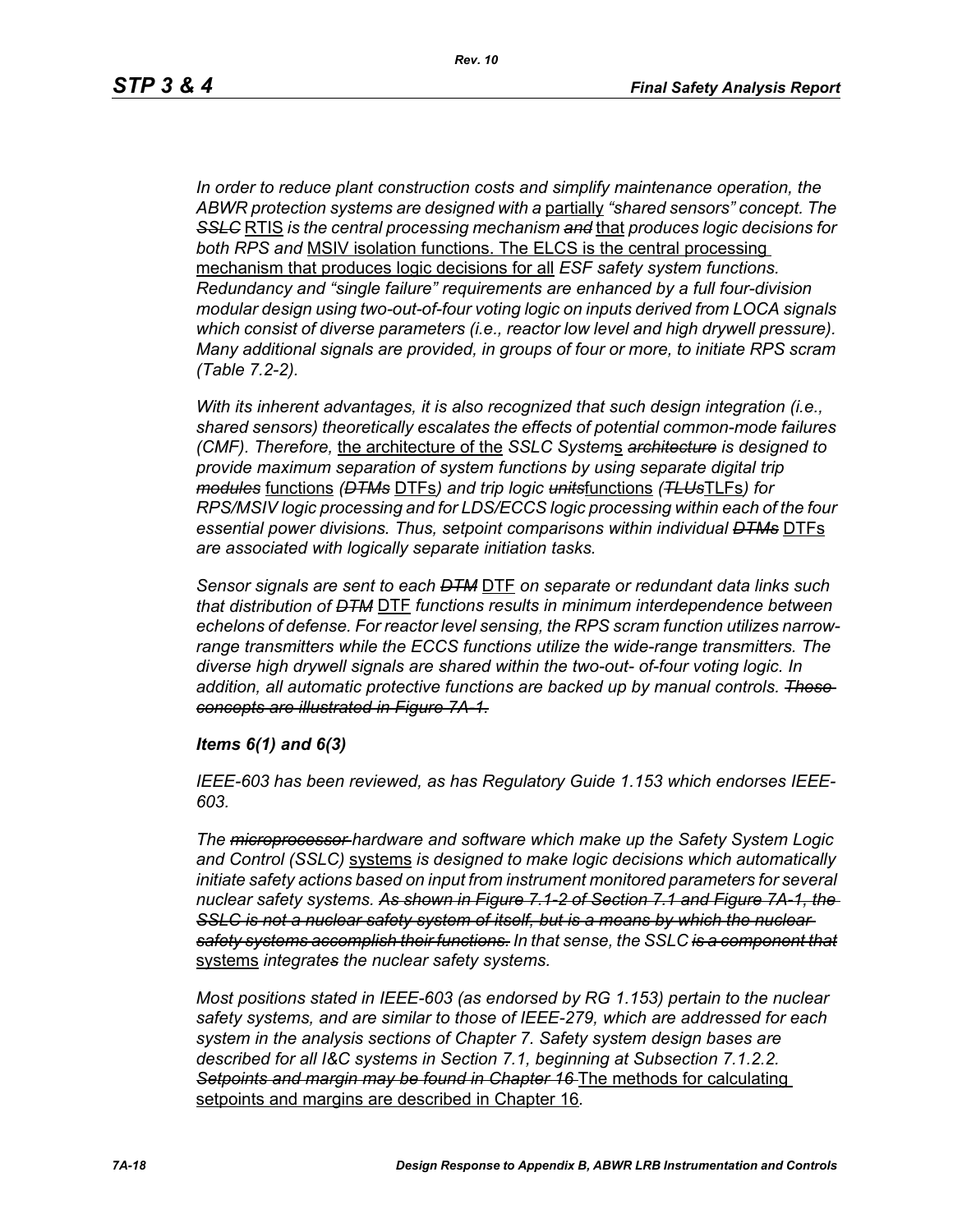*In order to reduce plant construction costs and simplify maintenance operation, the ABWR protection systems are designed with a* partially *"shared sensors" concept. The ~~SSLC~~* RTIS *is the central processing mechanism ~~and~~* that *produces logic decisions for both RPS and* MSIV isolation functions. The ELCS is the central processing mechanism that produces logic decisions for all *ESF safety system functions. Redundancy and "single failure" requirements are enhanced by a full four-division modular design using two-out-of-four voting logic on inputs derived from LOCA signals which consist of diverse parameters (i.e., reactor low level and high drywell pressure). Many additional signals are provided, in groups of four or more, to initiate RPS scram (Table 7.2-2).*

*With its inherent advantages, it is also recognized that such design integration (i.e., shared sensors) theoretically escalates the effects of potential common-mode failures (CMF). Therefore,* the architecture of the *SSLC System*s *~~architecture~~ is designed to provide maximum separation of system functions by using separate digital trip ~~modules~~* functions *(~~DTMs~~* DTFs*) and trip logic ~~units~~*functions *(~~TLUs~~*TLFs*) for RPS/MSIV logic processing and for LDS/ECCS logic processing within each of the four essential power divisions. Thus, setpoint comparisons within individual ~~DTMs~~* DTFs *are associated with logically separate initiation tasks.*

*Sensor signals are sent to each ~~DTM~~* DTF *on separate or redundant data links such that distribution of ~~DTM~~* DTF *functions results in minimum interdependence between echelons of defense. For reactor level sensing, the RPS scram function utilizes narrow-range transmitters while the ECCS functions utilize the wide-range transmitters. The diverse high drywell signals are shared within the two-out- of-four voting logic. In addition, all automatic protective functions are backed up by manual controls. ~~These concepts are illustrated in Figure 7A-1.~~*

***Items 6(1) and 6(3)***

*IEEE-603 has been reviewed, as has Regulatory Guide 1.153 which endorses IEEE-603.*

*The ~~microprocessor~~ hardware and software which make up the Safety System Logic and Control (SSLC)* systems *is designed to make logic decisions which automatically initiate safety actions based on input from instrument monitored parameters for several nuclear safety systems. ~~As shown in Figure 7.1-2 of Section 7.1 and Figure 7A-1, the SSLC is not a nuclear safety system of itself, but is a means by which the nuclear safety systems accomplish their functions.~~ In that sense, the SSLC ~~is a component that~~* systems *integrate~~s~~ the nuclear safety systems.*

*Most positions stated in IEEE-603 (as endorsed by RG 1.153) pertain to the nuclear safety systems, and are similar to those of IEEE-279, which are addressed for each system in the analysis sections of Chapter 7. Safety system design bases are described for all I&C systems in Section 7.1, beginning at Subsection 7.1.2.2. ~~Setpoints and margin may be found in Chapter 16~~* The methods for calculating setpoints and margins are described in Chapter 16*.*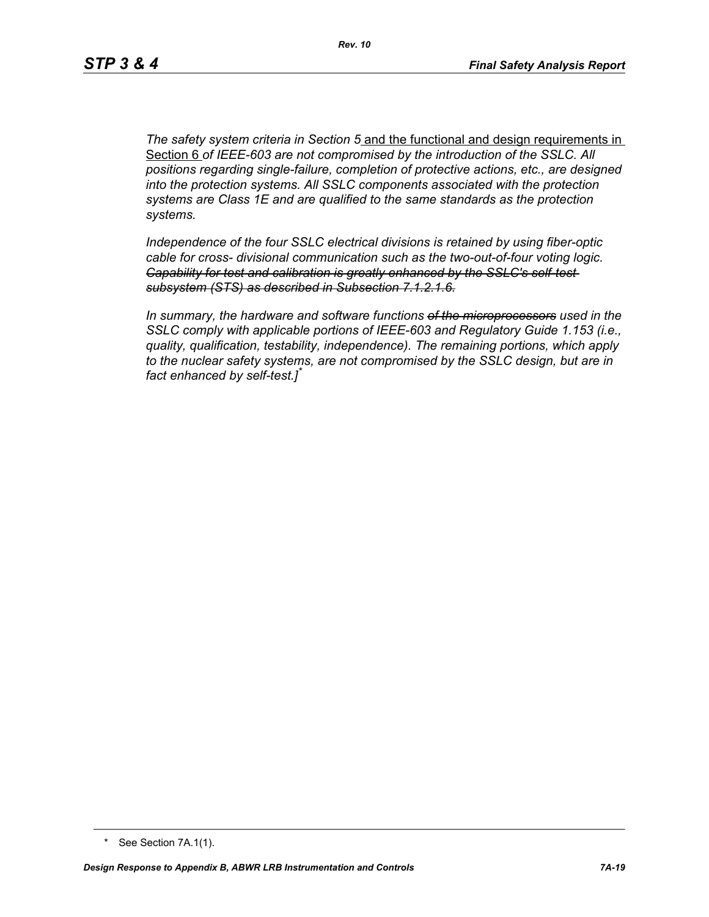*The safety system criteria in Section 5* and the functional and design requirements in Section 6 *of IEEE-603 are not compromised by the introduction of the SSLC. All positions regarding single-failure, completion of protective actions, etc., are designed into the protection systems. All SSLC components associated with the protection systems are Class 1E and are qualified to the same standards as the protection systems.*

*Independence of the four SSLC electrical divisions is retained by using fiber-optic cable for cross- divisional communication such as the two-out-of-four voting logic.* ~~*Capability for test and calibration is greatly enhanced by the SSLC's self-test subsystem (STS) as described in Subsection 7.1.2.1.6.*~~

*In summary, the hardware and software functions* ~~*of the microprocessors*~~ *used in the SSLC comply with applicable portions of IEEE-603 and Regulatory Guide 1.153 (i.e., quality, qualification, testability, independence). The remaining portions, which apply to the nuclear safety systems, are not compromised by the SSLC design, but are in fact enhanced by self-test.]**

\* See Section 7A.1(1).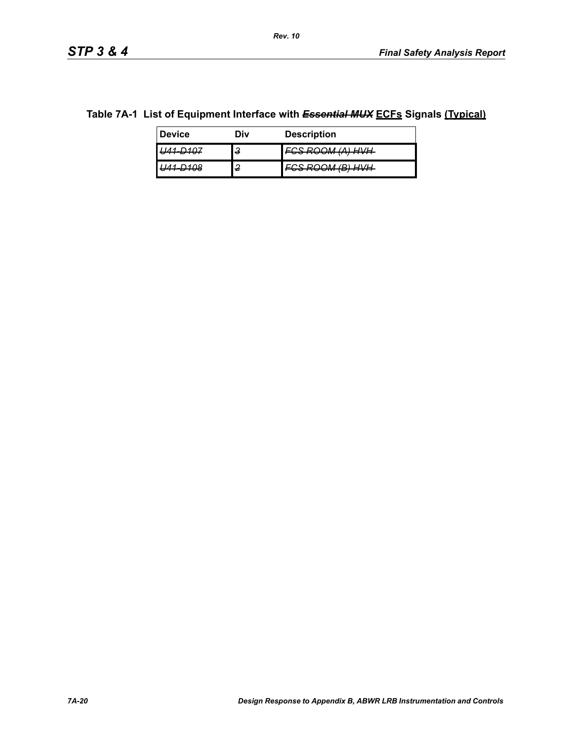**Table 7A-1 List of Equipment Interface with ~~*Essential MUX*~~ ECFs Signals (Typical)**

| Device | Div | Description |
|---|---|---|
| ~~*U41-D107*~~ | ~~*3*~~ | ~~*FCS ROOM (A) HVH*~~ |
| ~~*U41-D108*~~ | ~~*2*~~ | ~~*FCS ROOM (B) HVH*~~ |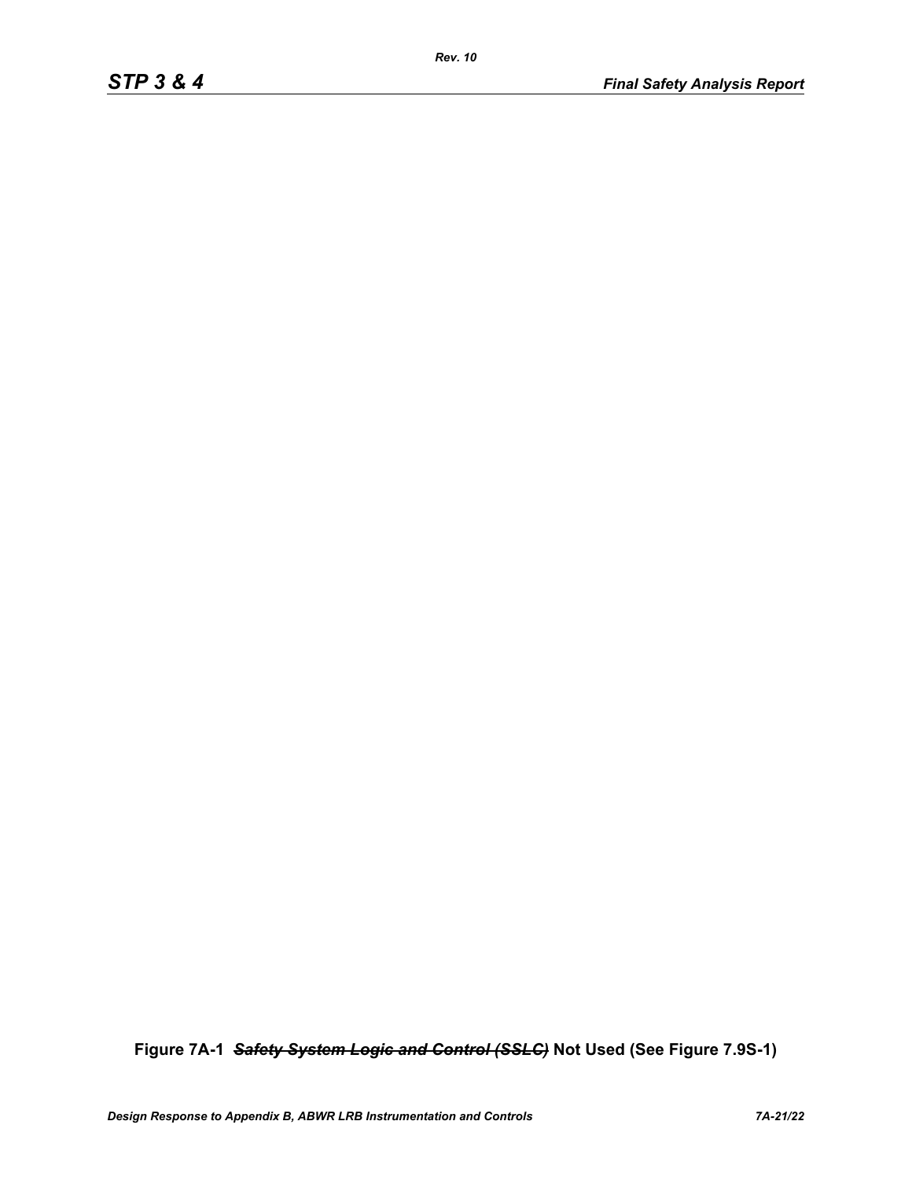**Figure 7A-1 ~~*Safety System Logic and Control (SSLC)*~~ Not Used (See Figure 7.9S-1)**